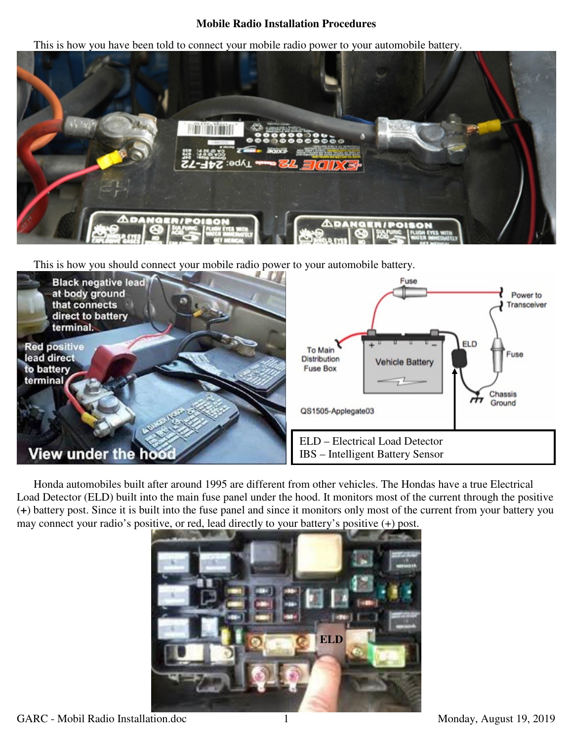# Mobile Radio Installation Procedures

This is how you have been told to connect your mobile radio power to your automobile battery.

This is how you should connect your mobile radio power to your automobile battery.

ELD – Electrical Load Detector
IBS – Intelligent Battery Sensor

Honda automobiles built after around 1995 are different from other vehicles. The Hondas have a true Electrical Load Detector (ELD) built into the main fuse panel under the hood. It monitors most of the current through the positive (+) battery post. Since it is built into the fuse panel and since it monitors only most of the current from your battery you may connect your radio's positive, or red, lead directly to your battery's positive (+) post.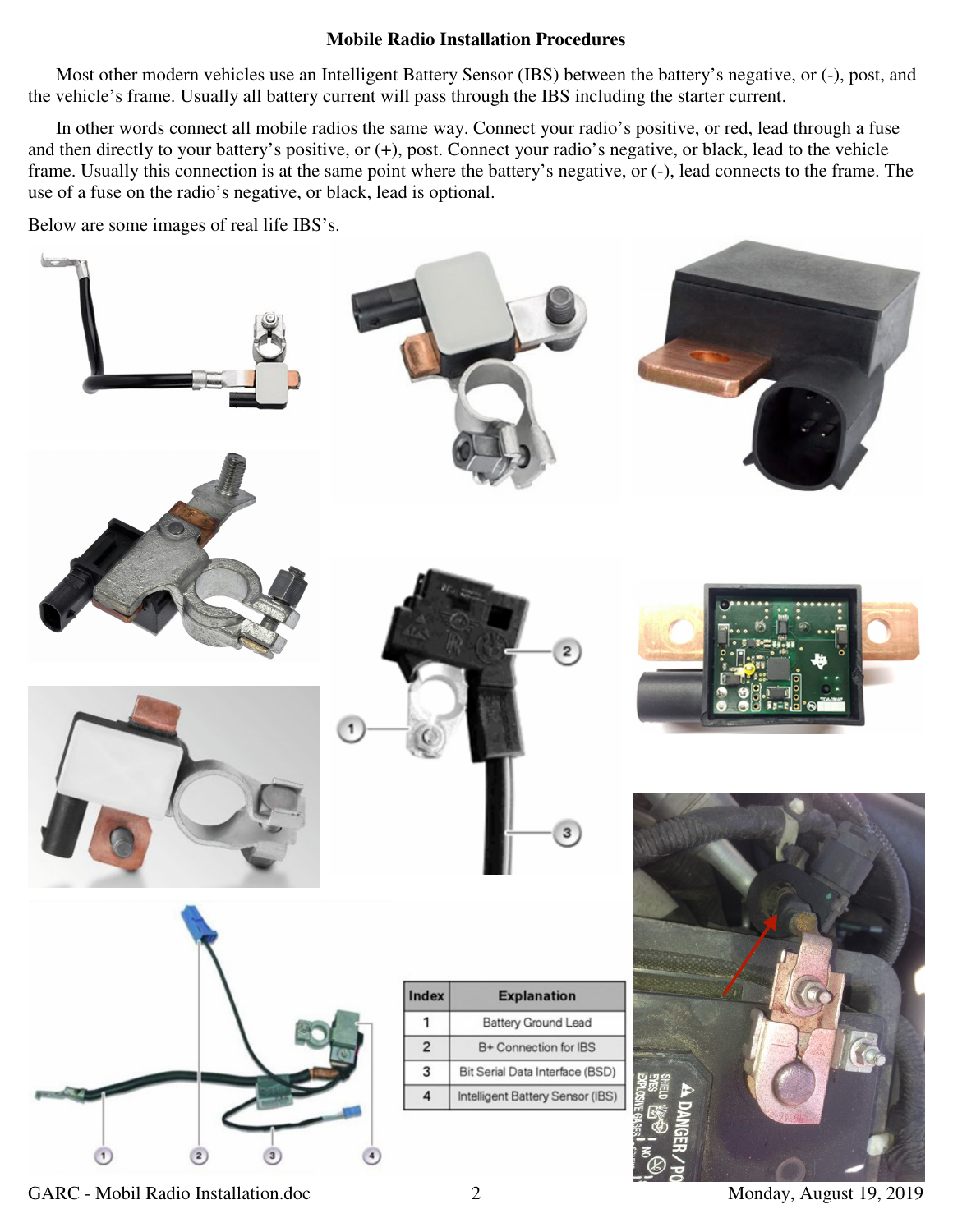**Mobile Radio Installation Procedures**

Most other modern vehicles use an Intelligent Battery Sensor (IBS) between the battery's negative, or (-), post, and the vehicle's frame. Usually all battery current will pass through the IBS including the starter current.

In other words connect all mobile radios the same way. Connect your radio's positive, or red, lead through a fuse and then directly to your battery's positive, or (+), post. Connect your radio's negative, or black, lead to the vehicle frame. Usually this connection is at the same point where the battery's negative, or (-), lead connects to the frame. The use of a fuse on the radio's negative, or black, lead is optional.

Below are some images of real life IBS's.

| Index | Explanation |
| --- | --- |
| 1 | Battery Ground Lead |
| 2 | B+ Connection for IBS |
| 3 | Bit Serial Data Interface (BSD) |
| 4 | Intelligent Battery Sensor (IBS) |